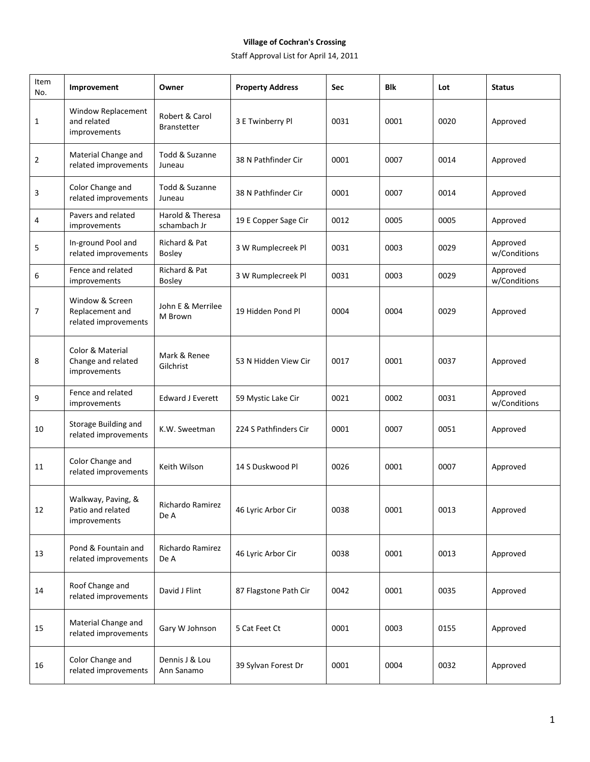**Village of Cochran's Crossing**

Staff Approval List for April 14, 2011

| Item No. | Improvement | Owner | Property Address | Sec | Blk | Lot | Status |
|---|---|---|---|---|---|---|---|
| 1 | Window Replacement and related improvements | Robert & Carol Branstetter | 3 E Twinberry Pl | 0031 | 0001 | 0020 | Approved |
| 2 | Material Change and related improvements | Todd & Suzanne Juneau | 38 N Pathfinder Cir | 0001 | 0007 | 0014 | Approved |
| 3 | Color Change and related improvements | Todd & Suzanne Juneau | 38 N Pathfinder Cir | 0001 | 0007 | 0014 | Approved |
| 4 | Pavers and related improvements | Harold & Theresa schambach Jr | 19 E Copper Sage Cir | 0012 | 0005 | 0005 | Approved |
| 5 | In-ground Pool and related improvements | Richard & Pat Bosley | 3 W Rumplecreek Pl | 0031 | 0003 | 0029 | Approved w/Conditions |
| 6 | Fence and related improvements | Richard & Pat Bosley | 3 W Rumplecreek Pl | 0031 | 0003 | 0029 | Approved w/Conditions |
| 7 | Window & Screen Replacement and related improvements | John E & Merrilee M Brown | 19 Hidden Pond Pl | 0004 | 0004 | 0029 | Approved |
| 8 | Color & Material Change and related improvements | Mark & Renee Gilchrist | 53 N Hidden View Cir | 0017 | 0001 | 0037 | Approved |
| 9 | Fence and related improvements | Edward J Everett | 59 Mystic Lake Cir | 0021 | 0002 | 0031 | Approved w/Conditions |
| 10 | Storage Building and related improvements | K.W. Sweetman | 224 S Pathfinders Cir | 0001 | 0007 | 0051 | Approved |
| 11 | Color Change and related improvements | Keith Wilson | 14 S Duskwood Pl | 0026 | 0001 | 0007 | Approved |
| 12 | Walkway, Paving, & Patio and related improvements | Richardo Ramirez De A | 46 Lyric Arbor Cir | 0038 | 0001 | 0013 | Approved |
| 13 | Pond & Fountain and related improvements | Richardo Ramirez De A | 46 Lyric Arbor Cir | 0038 | 0001 | 0013 | Approved |
| 14 | Roof Change and related improvements | David J Flint | 87 Flagstone Path Cir | 0042 | 0001 | 0035 | Approved |
| 15 | Material Change and related improvements | Gary W Johnson | 5 Cat Feet Ct | 0001 | 0003 | 0155 | Approved |
| 16 | Color Change and related improvements | Dennis J & Lou Ann Sanamo | 39 Sylvan Forest Dr | 0001 | 0004 | 0032 | Approved |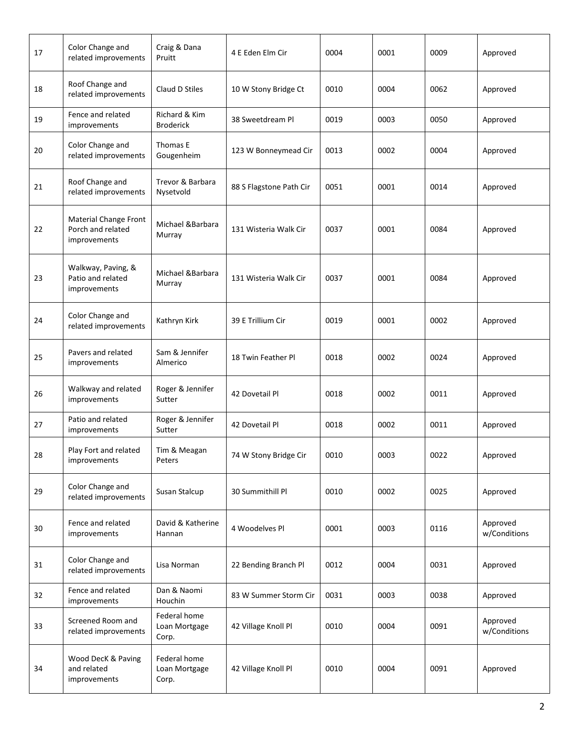| 17 | Color Change and related improvements | Craig & Dana Pruitt | 4 E Eden Elm Cir | 0004 | 0001 | 0009 | Approved |
|---|---|---|---|---|---|---|---|
| 18 | Roof Change and related improvements | Claud D Stiles | 10 W Stony Bridge Ct | 0010 | 0004 | 0062 | Approved |
| 19 | Fence and related improvements | Richard & Kim Broderick | 38 Sweetdream Pl | 0019 | 0003 | 0050 | Approved |
| 20 | Color Change and related improvements | Thomas E Gougenheim | 123 W Bonneymead Cir | 0013 | 0002 | 0004 | Approved |
| 21 | Roof Change and related improvements | Trevor & Barbara Nysetvold | 88 S Flagstone Path Cir | 0051 | 0001 | 0014 | Approved |
| 22 | Material Change Front Porch and related improvements | Michael &Barbara Murray | 131 Wisteria Walk Cir | 0037 | 0001 | 0084 | Approved |
| 23 | Walkway, Paving, & Patio and related improvements | Michael &Barbara Murray | 131 Wisteria Walk Cir | 0037 | 0001 | 0084 | Approved |
| 24 | Color Change and related improvements | Kathryn Kirk | 39 E Trillium Cir | 0019 | 0001 | 0002 | Approved |
| 25 | Pavers and related improvements | Sam & Jennifer Almerico | 18 Twin Feather Pl | 0018 | 0002 | 0024 | Approved |
| 26 | Walkway and related improvements | Roger & Jennifer Sutter | 42 Dovetail Pl | 0018 | 0002 | 0011 | Approved |
| 27 | Patio and related improvements | Roger & Jennifer Sutter | 42 Dovetail Pl | 0018 | 0002 | 0011 | Approved |
| 28 | Play Fort and related improvements | Tim & Meagan Peters | 74 W Stony Bridge Cir | 0010 | 0003 | 0022 | Approved |
| 29 | Color Change and related improvements | Susan Stalcup | 30 Summithill Pl | 0010 | 0002 | 0025 | Approved |
| 30 | Fence and related improvements | David & Katherine Hannan | 4 Woodelves Pl | 0001 | 0003 | 0116 | Approved w/Conditions |
| 31 | Color Change and related improvements | Lisa Norman | 22 Bending Branch Pl | 0012 | 0004 | 0031 | Approved |
| 32 | Fence and related improvements | Dan & Naomi Houchin | 83 W Summer Storm Cir | 0031 | 0003 | 0038 | Approved |
| 33 | Screened Room and related improvements | Federal home Loan Mortgage Corp. | 42 Village Knoll Pl | 0010 | 0004 | 0091 | Approved w/Conditions |
| 34 | Wood DecK & Paving and related improvements | Federal home Loan Mortgage Corp. | 42 Village Knoll Pl | 0010 | 0004 | 0091 | Approved |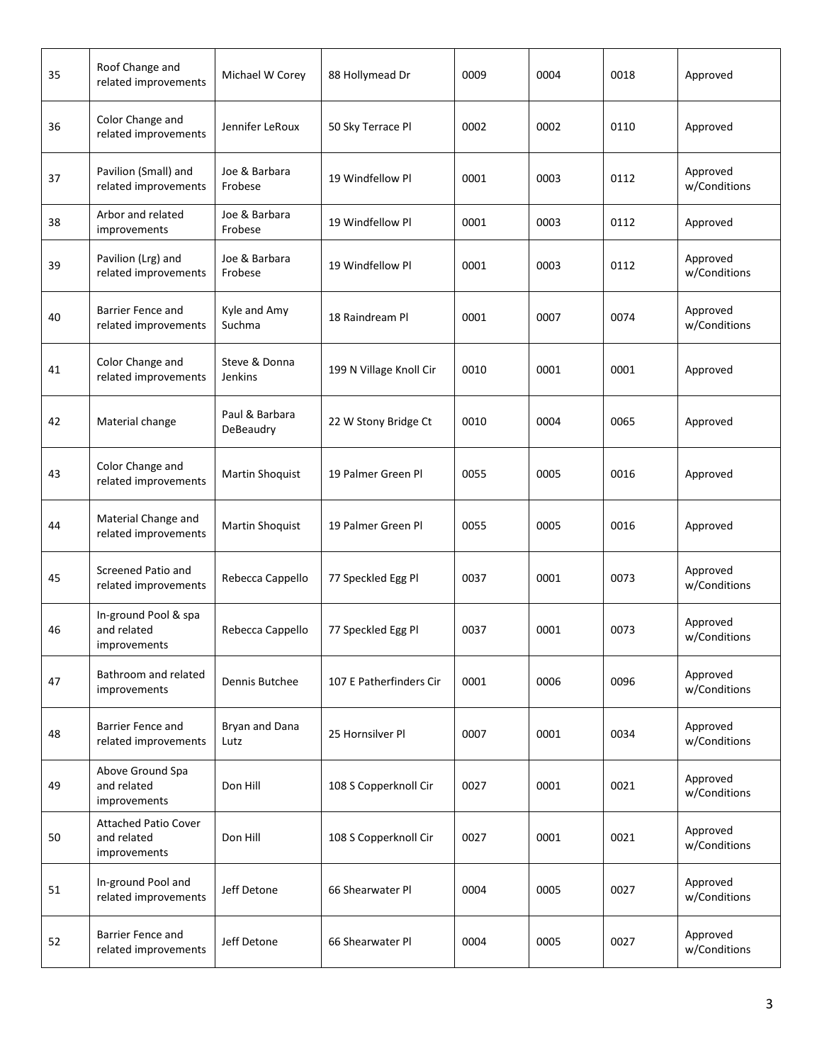| 35 | Roof Change and related improvements | Michael W Corey | 88 Hollymead Dr | 0009 | 0004 | 0018 | Approved |
|---|---|---|---|---|---|---|---|
| 36 | Color Change and related improvements | Jennifer LeRoux | 50 Sky Terrace Pl | 0002 | 0002 | 0110 | Approved |
| 37 | Pavilion (Small) and related improvements | Joe & Barbara Frobese | 19 Windfellow Pl | 0001 | 0003 | 0112 | Approved w/Conditions |
| 38 | Arbor and related improvements | Joe & Barbara Frobese | 19 Windfellow Pl | 0001 | 0003 | 0112 | Approved |
| 39 | Pavilion (Lrg) and related improvements | Joe & Barbara Frobese | 19 Windfellow Pl | 0001 | 0003 | 0112 | Approved w/Conditions |
| 40 | Barrier Fence and related improvements | Kyle and Amy Suchma | 18 Raindream Pl | 0001 | 0007 | 0074 | Approved w/Conditions |
| 41 | Color Change and related improvements | Steve & Donna Jenkins | 199 N Village Knoll Cir | 0010 | 0001 | 0001 | Approved |
| 42 | Material change | Paul & Barbara DeBeaudry | 22 W Stony Bridge Ct | 0010 | 0004 | 0065 | Approved |
| 43 | Color Change and related improvements | Martin Shoquist | 19 Palmer Green Pl | 0055 | 0005 | 0016 | Approved |
| 44 | Material Change and related improvements | Martin Shoquist | 19 Palmer Green Pl | 0055 | 0005 | 0016 | Approved |
| 45 | Screened Patio and related improvements | Rebecca Cappello | 77 Speckled Egg Pl | 0037 | 0001 | 0073 | Approved w/Conditions |
| 46 | In-ground Pool & spa and related improvements | Rebecca Cappello | 77 Speckled Egg Pl | 0037 | 0001 | 0073 | Approved w/Conditions |
| 47 | Bathroom and related improvements | Dennis Butchee | 107 E Patherfinders Cir | 0001 | 0006 | 0096 | Approved w/Conditions |
| 48 | Barrier Fence and related improvements | Bryan and Dana Lutz | 25 Hornsilver Pl | 0007 | 0001 | 0034 | Approved w/Conditions |
| 49 | Above Ground Spa and related improvements | Don Hill | 108 S Copperknoll Cir | 0027 | 0001 | 0021 | Approved w/Conditions |
| 50 | Attached Patio Cover and related improvements | Don Hill | 108 S Copperknoll Cir | 0027 | 0001 | 0021 | Approved w/Conditions |
| 51 | In-ground Pool and related improvements | Jeff Detone | 66 Shearwater Pl | 0004 | 0005 | 0027 | Approved w/Conditions |
| 52 | Barrier Fence and related improvements | Jeff Detone | 66 Shearwater Pl | 0004 | 0005 | 0027 | Approved w/Conditions |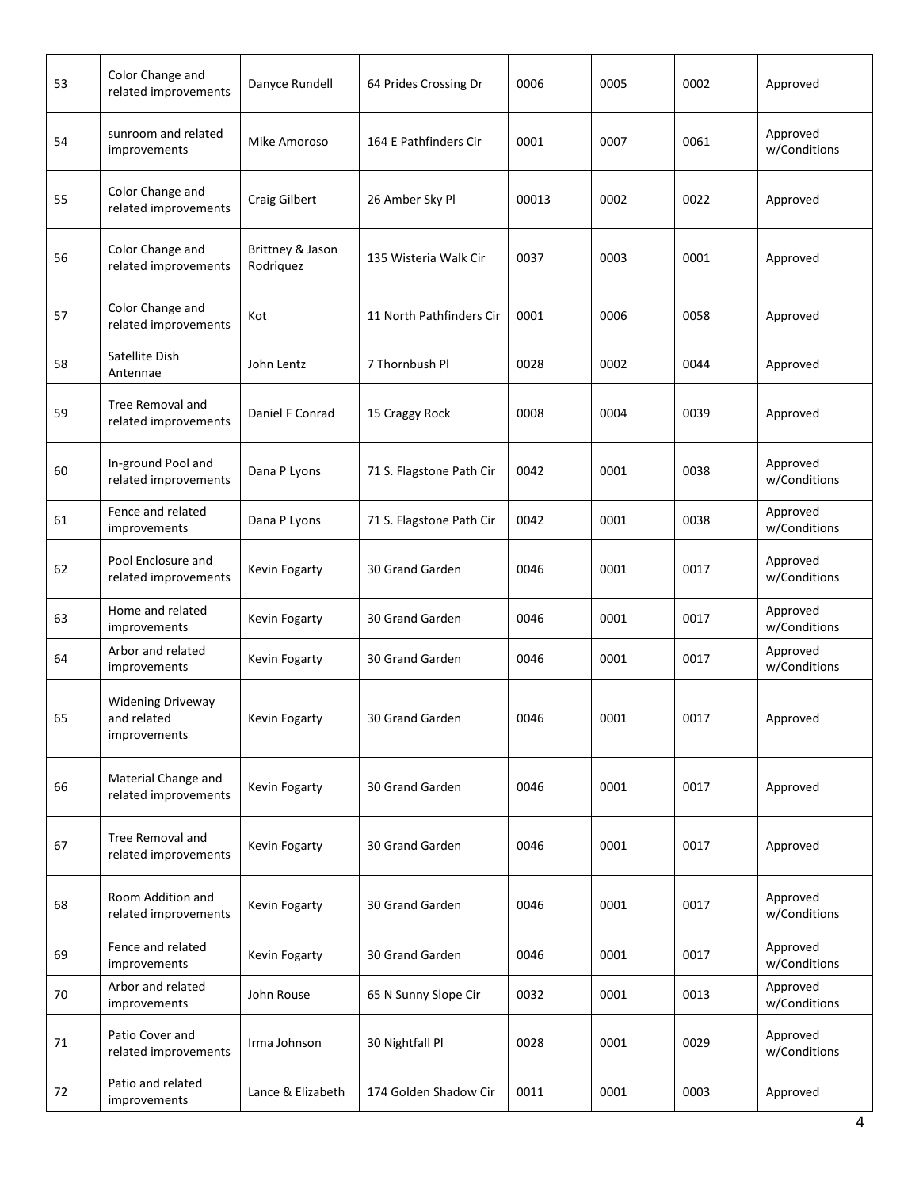| 53 | Color Change and related improvements | Danyce Rundell | 64 Prides Crossing Dr | 0006 | 0005 | 0002 | Approved |
|---|---|---|---|---|---|---|---|
| 54 | sunroom and related improvements | Mike Amoroso | 164 E Pathfinders Cir | 0001 | 0007 | 0061 | Approved w/Conditions |
| 55 | Color Change and related improvements | Craig Gilbert | 26 Amber Sky Pl | 00013 | 0002 | 0022 | Approved |
| 56 | Color Change and related improvements | Brittney & Jason Rodriquez | 135 Wisteria Walk Cir | 0037 | 0003 | 0001 | Approved |
| 57 | Color Change and related improvements | Kot | 11 North Pathfinders Cir | 0001 | 0006 | 0058 | Approved |
| 58 | Satellite Dish Antennae | John Lentz | 7 Thornbush Pl | 0028 | 0002 | 0044 | Approved |
| 59 | Tree Removal and related improvements | Daniel F Conrad | 15 Craggy Rock | 0008 | 0004 | 0039 | Approved |
| 60 | In-ground Pool and related improvements | Dana P Lyons | 71 S. Flagstone Path Cir | 0042 | 0001 | 0038 | Approved w/Conditions |
| 61 | Fence and related improvements | Dana P Lyons | 71 S. Flagstone Path Cir | 0042 | 0001 | 0038 | Approved w/Conditions |
| 62 | Pool Enclosure and related improvements | Kevin Fogarty | 30 Grand Garden | 0046 | 0001 | 0017 | Approved w/Conditions |
| 63 | Home and related improvements | Kevin Fogarty | 30 Grand Garden | 0046 | 0001 | 0017 | Approved w/Conditions |
| 64 | Arbor and related improvements | Kevin Fogarty | 30 Grand Garden | 0046 | 0001 | 0017 | Approved w/Conditions |
| 65 | Widening Driveway and related improvements | Kevin Fogarty | 30 Grand Garden | 0046 | 0001 | 0017 | Approved |
| 66 | Material Change and related improvements | Kevin Fogarty | 30 Grand Garden | 0046 | 0001 | 0017 | Approved |
| 67 | Tree Removal and related improvements | Kevin Fogarty | 30 Grand Garden | 0046 | 0001 | 0017 | Approved |
| 68 | Room Addition and related improvements | Kevin Fogarty | 30 Grand Garden | 0046 | 0001 | 0017 | Approved w/Conditions |
| 69 | Fence and related improvements | Kevin Fogarty | 30 Grand Garden | 0046 | 0001 | 0017 | Approved w/Conditions |
| 70 | Arbor and related improvements | John Rouse | 65 N Sunny Slope Cir | 0032 | 0001 | 0013 | Approved w/Conditions |
| 71 | Patio Cover and related improvements | Irma Johnson | 30 Nightfall Pl | 0028 | 0001 | 0029 | Approved w/Conditions |
| 72 | Patio and related improvements | Lance & Elizabeth | 174 Golden Shadow Cir | 0011 | 0001 | 0003 | Approved |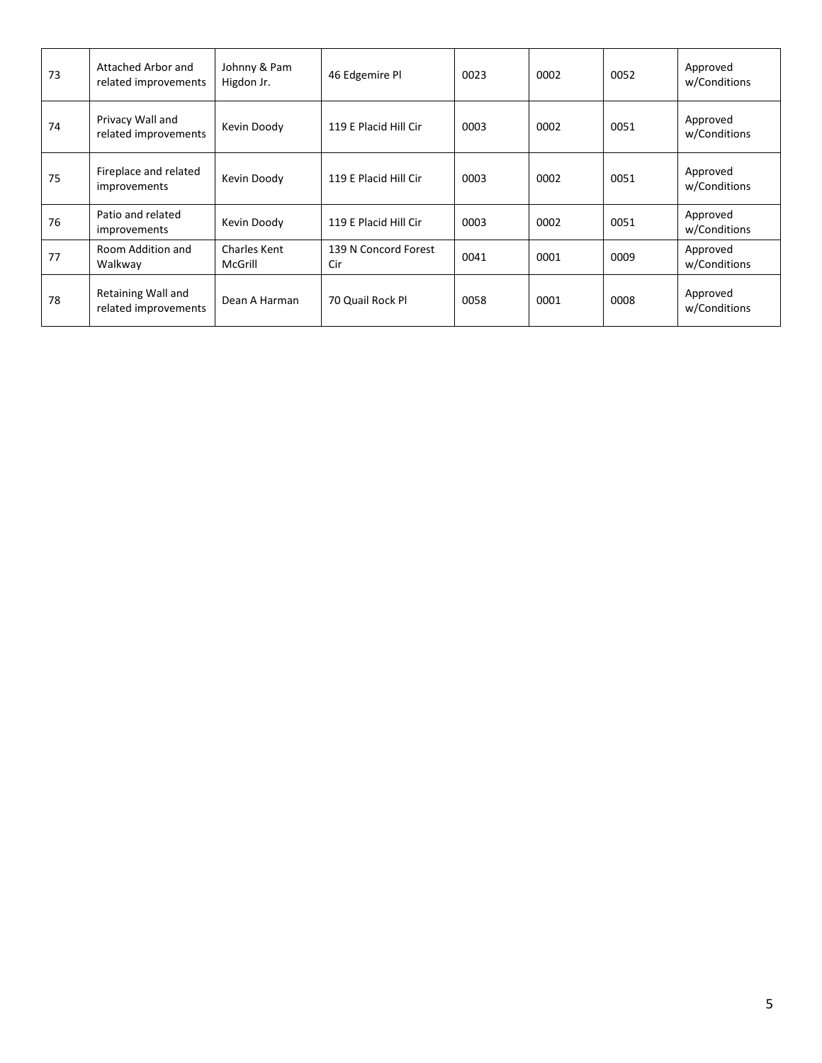| | | | | | | | |
|---|---|---|---|---|---|---|---|
| 73 | Attached Arbor and related improvements | Johnny & Pam Higdon Jr. | 46 Edgemire Pl | 0023 | 0002 | 0052 | Approved w/Conditions |
| 74 | Privacy Wall and related improvements | Kevin Doody | 119 E Placid Hill Cir | 0003 | 0002 | 0051 | Approved w/Conditions |
| 75 | Fireplace and related improvements | Kevin Doody | 119 E Placid Hill Cir | 0003 | 0002 | 0051 | Approved w/Conditions |
| 76 | Patio and related improvements | Kevin Doody | 119 E Placid Hill Cir | 0003 | 0002 | 0051 | Approved w/Conditions |
| 77 | Room Addition and Walkway | Charles Kent McGrill | 139 N Concord Forest Cir | 0041 | 0001 | 0009 | Approved w/Conditions |
| 78 | Retaining Wall and related improvements | Dean A Harman | 70 Quail Rock Pl | 0058 | 0001 | 0008 | Approved w/Conditions |